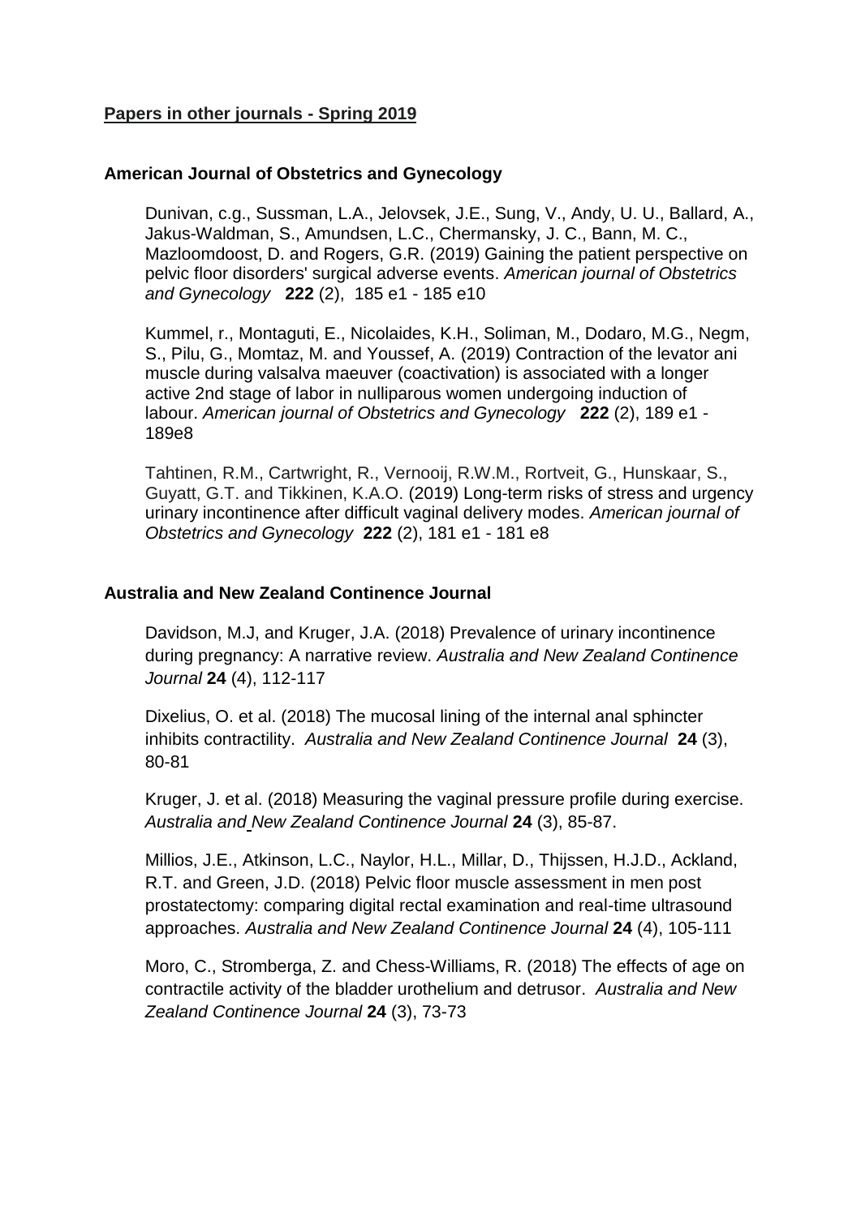## **Papers in other journals - Spring 2019**

### American Journal of Obstetrics and Gynecology

Dunivan, c.g., Sussman, L.A., Jelovsek, J.E., Sung, V., Andy, U. U., Ballard, A., Jakus-Waldman, S., Amundsen, L.C., Chermansky, J. C., Bann, M. C., Mazloomdoost, D. and Rogers, G.R. (2019) Gaining the patient perspective on pelvic floor disorders' surgical adverse events. *American journal of Obstetrics and Gynecology* **222** (2), 185 e1 - 185 e10

Kummel, r., Montaguti, E., Nicolaides, K.H., Soliman, M., Dodaro, M.G., Negm, S., Pilu, G., Momtaz, M. and Youssef, A. (2019) Contraction of the levator ani muscle during valsalva maeuver (coactivation) is associated with a longer active 2nd stage of labor in nulliparous women undergoing induction of labour. *American journal of Obstetrics and Gynecology* **222** (2), 189 e1 - 189e8

Tahtinen, R.M., Cartwright, R., Vernooij, R.W.M., Rortveit, G., Hunskaar, S., Guyatt, G.T. and Tikkinen, K.A.O. (2019) Long-term risks of stress and urgency urinary incontinence after difficult vaginal delivery modes. *American journal of Obstetrics and Gynecology* **222** (2), 181 e1 - 181 e8

### Australia and New Zealand Continence Journal

Davidson, M.J, and Kruger, J.A. (2018) Prevalence of urinary incontinence during pregnancy: A narrative review. *Australia and New Zealand Continence Journal* **24** (4), 112-117

Dixelius, O. et al. (2018) The mucosal lining of the internal anal sphincter inhibits contractility. *Australia and New Zealand Continence Journal* **24** (3), 80-81

Kruger, J. et al. (2018) Measuring the vaginal pressure profile during exercise. *Australia and New Zealand Continence Journal* **24** (3), 85-87.

Millios, J.E., Atkinson, L.C., Naylor, H.L., Millar, D., Thijssen, H.J.D., Ackland, R.T. and Green, J.D. (2018) Pelvic floor muscle assessment in men post prostatectomy: comparing digital rectal examination and real-time ultrasound approaches. *Australia and New Zealand Continence Journal* **24** (4), 105-111

Moro, C., Stromberga, Z. and Chess-Williams, R. (2018) The effects of age on contractile activity of the bladder urothelium and detrusor. *Australia and New Zealand Continence Journal* **24** (3), 73-73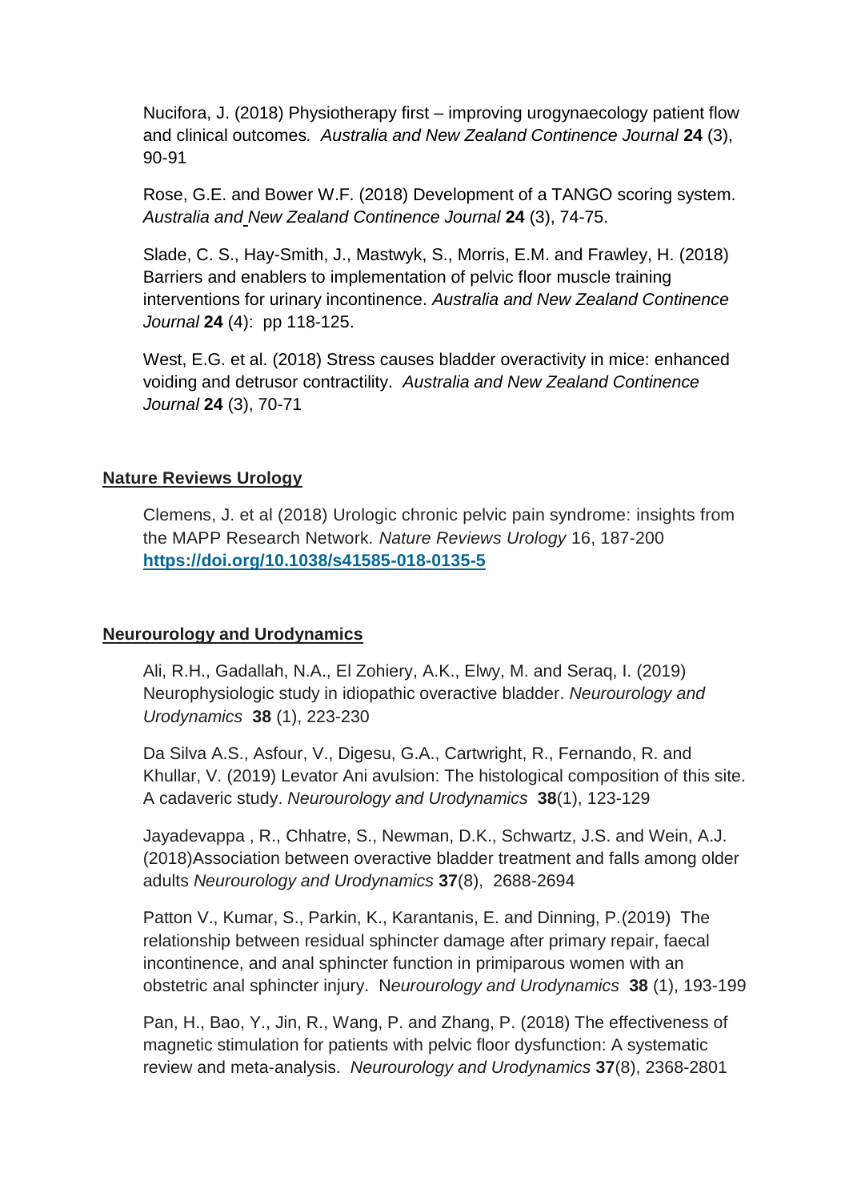Nucifora, J. (2018) Physiotherapy first – improving urogynaecology patient flow and clinical outcomes*.* *Australia and New Zealand Continence Journal* **24** (3), 90-91

Rose, G.E. and Bower W.F. (2018) Development of a TANGO scoring system*. Australia and New Zealand Continence Journal* **24** (3), 74-75.

Slade, C. S., Hay-Smith, J., Mastwyk, S., Morris, E.M. and Frawley, H. (2018) Barriers and enablers to implementation of pelvic floor muscle training interventions for urinary incontinence. *Australia and New Zealand Continence Journal* **24** (4): pp 118-125.

West, E.G. et al. (2018) Stress causes bladder overactivity in mice: enhanced voiding and detrusor contractility. *Australia and New Zealand Continence Journal* **24** (3), 70-71

**Nature Reviews Urology**

Clemens, J. et al (2018) Urologic chronic pelvic pain syndrome: insights from the MAPP Research Network*. Nature Reviews Urology* 16, 187-200 **https://doi.org/10.1038/s41585-018-0135-5**

**Neurourology and Urodynamics**

Ali, R.H., Gadallah, N.A., El Zohiery, A.K., Elwy, M. and Seraq, I. (2019) Neurophysiologic study in idiopathic overactive bladder. *Neurourology and Urodynamics* **38** (1), 223-230

Da Silva A.S., Asfour, V., Digesu, G.A., Cartwright, R., Fernando, R. and Khullar, V. (2019) Levator Ani avulsion: The histological composition of this site. A cadaveric study. *Neurourology and Urodynamics* **38**(1), 123-129

Jayadevappa , R., Chhatre, S., Newman, D.K., Schwartz, J.S. and Wein, A.J. (2018)Association between overactive bladder treatment and falls among older adults *Neurourology and Urodynamics* **37**(8), 2688-2694

Patton V., Kumar, S., Parkin, K., Karantanis, E. and Dinning, P.(2019) The relationship between residual sphincter damage after primary repair, faecal incontinence, and anal sphincter function in primiparous women with an obstetric anal sphincter injury. N*eurourology and Urodynamics* **38** (1), 193-199

Pan, H., Bao, Y., Jin, R., Wang, P. and Zhang, P. (2018) The effectiveness of magnetic stimulation for patients with pelvic floor dysfunction: A systematic review and meta-analysis. *Neurourology and Urodynamics* **37**(8), 2368-2801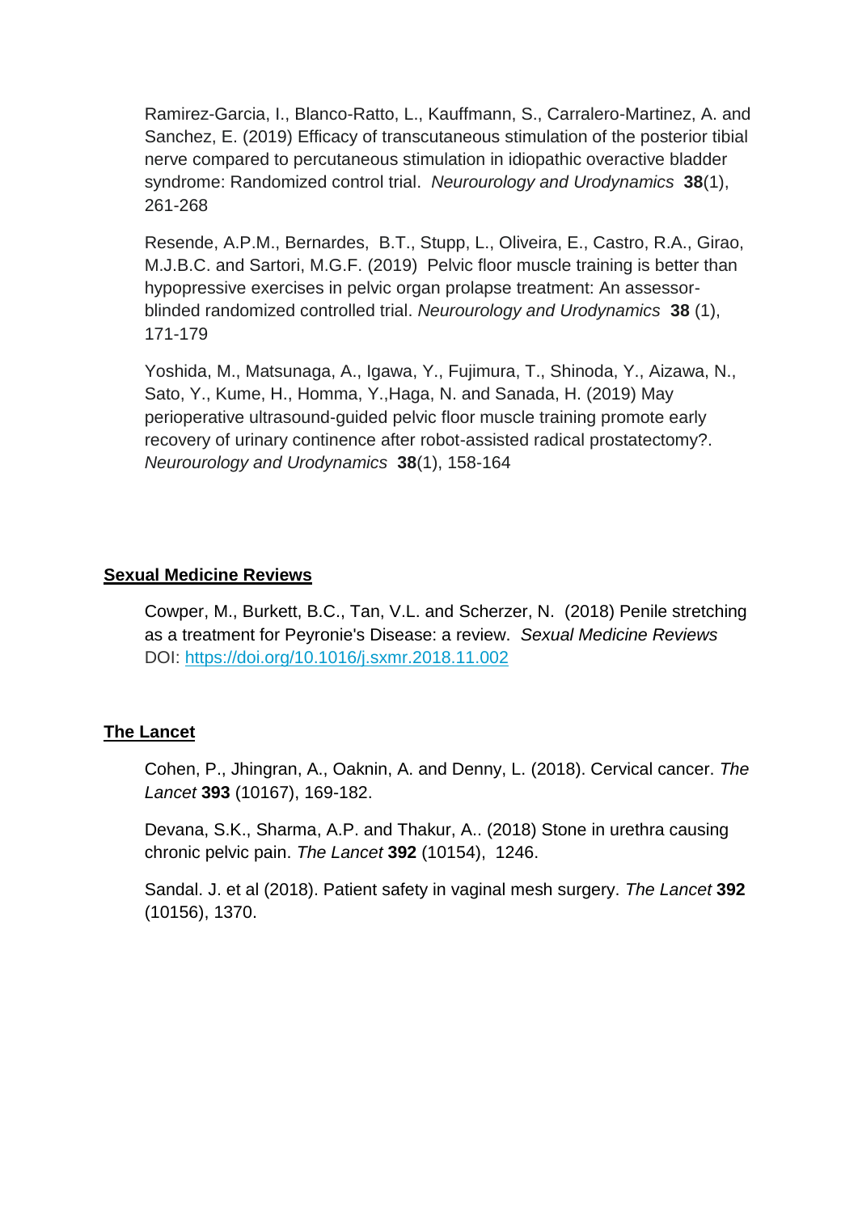Ramirez-Garcia, I., Blanco-Ratto, L., Kauffmann, S., Carralero-Martinez, A. and Sanchez, E. (2019) Efficacy of transcutaneous stimulation of the posterior tibial nerve compared to percutaneous stimulation in idiopathic overactive bladder syndrome: Randomized control trial. *Neurourology and Urodynamics* **38**(1), 261-268

Resende, A.P.M., Bernardes, B.T., Stupp, L., Oliveira, E., Castro, R.A., Girao, M.J.B.C. and Sartori, M.G.F. (2019) Pelvic floor muscle training is better than hypopressive exercises in pelvic organ prolapse treatment: An assessor-blinded randomized controlled trial. *Neurourology and Urodynamics* **38** (1), 171-179

Yoshida, M., Matsunaga, A., Igawa, Y., Fujimura, T., Shinoda, Y., Aizawa, N., Sato, Y., Kume, H., Homma, Y.,Haga, N. and Sanada, H. (2019) May perioperative ultrasound-guided pelvic floor muscle training promote early recovery of urinary continence after robot-assisted radical prostatectomy?. *Neurourology and Urodynamics* **38**(1), 158-164

**Sexual Medicine Reviews**

Cowper, M., Burkett, B.C., Tan, V.L. and Scherzer, N. (2018) Penile stretching as a treatment for Peyronie's Disease: a review. *Sexual Medicine Reviews* DOI: https://doi.org/10.1016/j.sxmr.2018.11.002

**The Lancet**

Cohen, P., Jhingran, A., Oaknin, A. and Denny, L. (2018). Cervical cancer. *The Lancet* **393** (10167), 169-182.

Devana, S.K., Sharma, A.P. and Thakur, A.. (2018) Stone in urethra causing chronic pelvic pain. *The Lancet* **392** (10154), 1246.

Sandal. J. et al (2018). Patient safety in vaginal mesh surgery. *The Lancet* **392** (10156), 1370.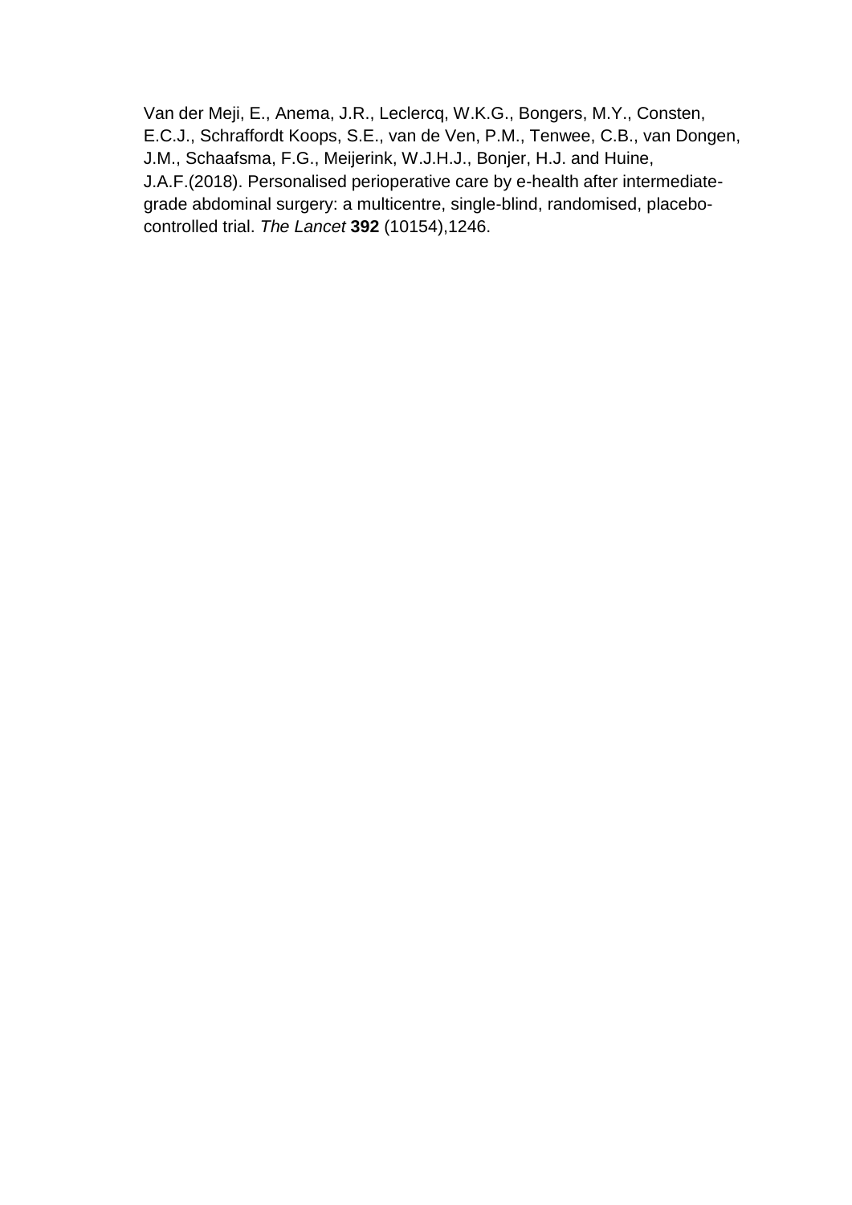Van der Meji, E., Anema, J.R., Leclercq, W.K.G., Bongers, M.Y., Consten, E.C.J., Schraffordt Koops, S.E., van de Ven, P.M., Tenwee, C.B., van Dongen, J.M., Schaafsma, F.G., Meijerink, W.J.H.J., Bonjer, H.J. and Huine, J.A.F.(2018). Personalised perioperative care by e-health after intermediate-grade abdominal surgery: a multicentre, single-blind, randomised, placebo-controlled trial. *The Lancet* **392** (10154),1246.